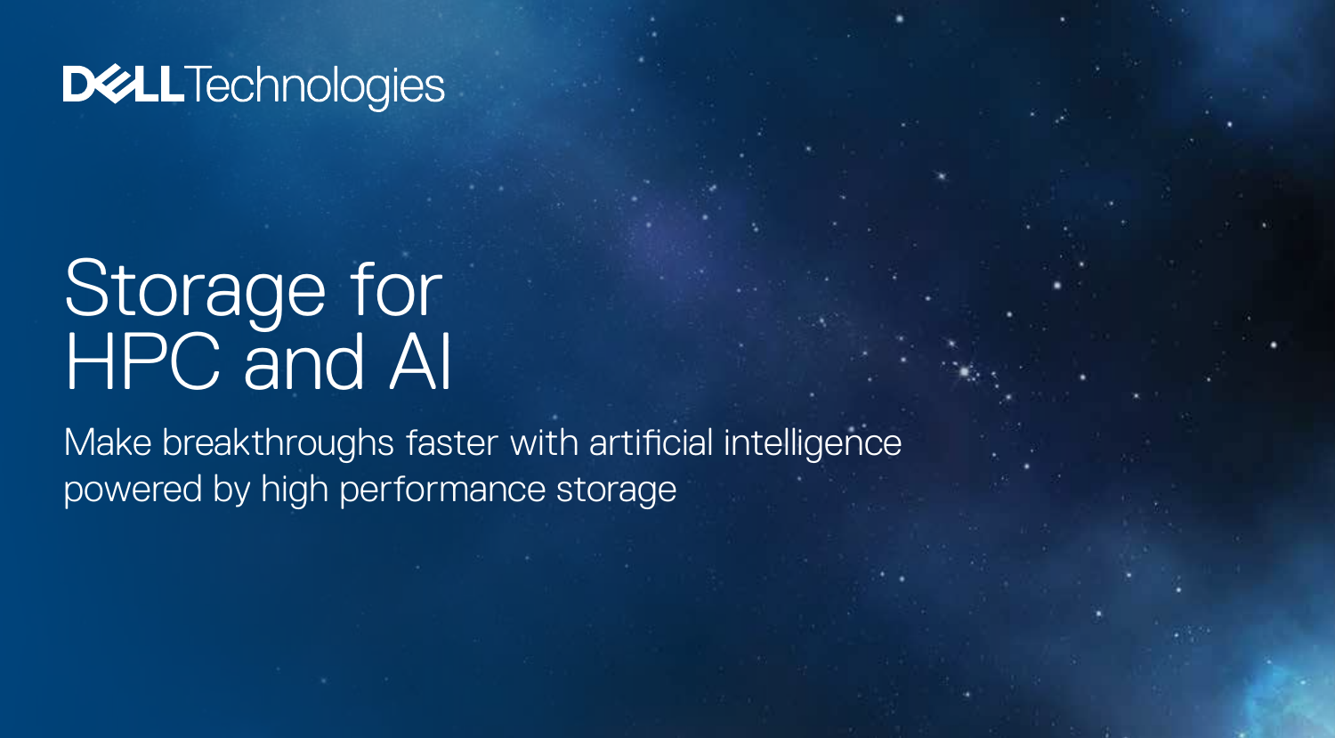DELL Technologies

# Storage for HPC and AI

Make breakthroughs faster with artificial intelligence powered by high performance storage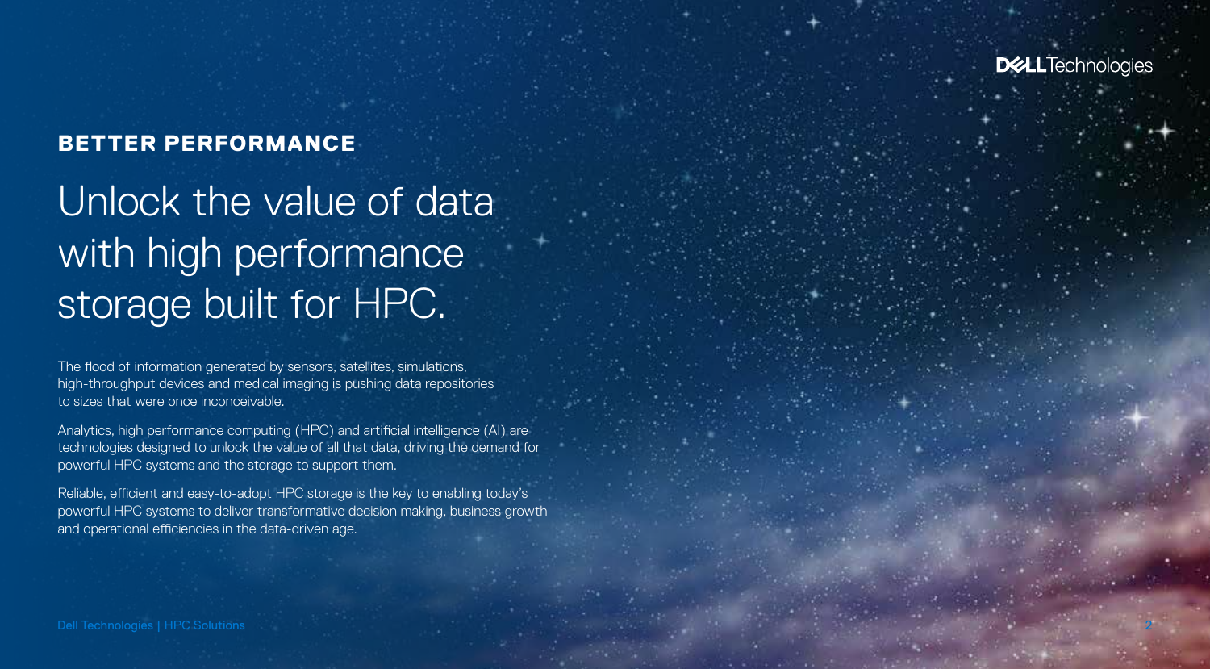## BETTER PERFORMANCE

# Unlock the value of data with high performance storage built for HPC.

The flood of information generated by sensors, satellites, simulations, high-throughput devices and medical imaging is pushing data repositories to sizes that were once inconceivable.

Analytics, high performance computing (HPC) and artificial intelligence (AI) are technologies designed to unlock the value of all that data, driving the demand for powerful HPC systems and the storage to support them.

Reliable, efficient and easy-to-adopt HPC storage is the key to enabling today's powerful HPC systems to deliver transformative decision making, business growth and operational efficiencies in the data-driven age.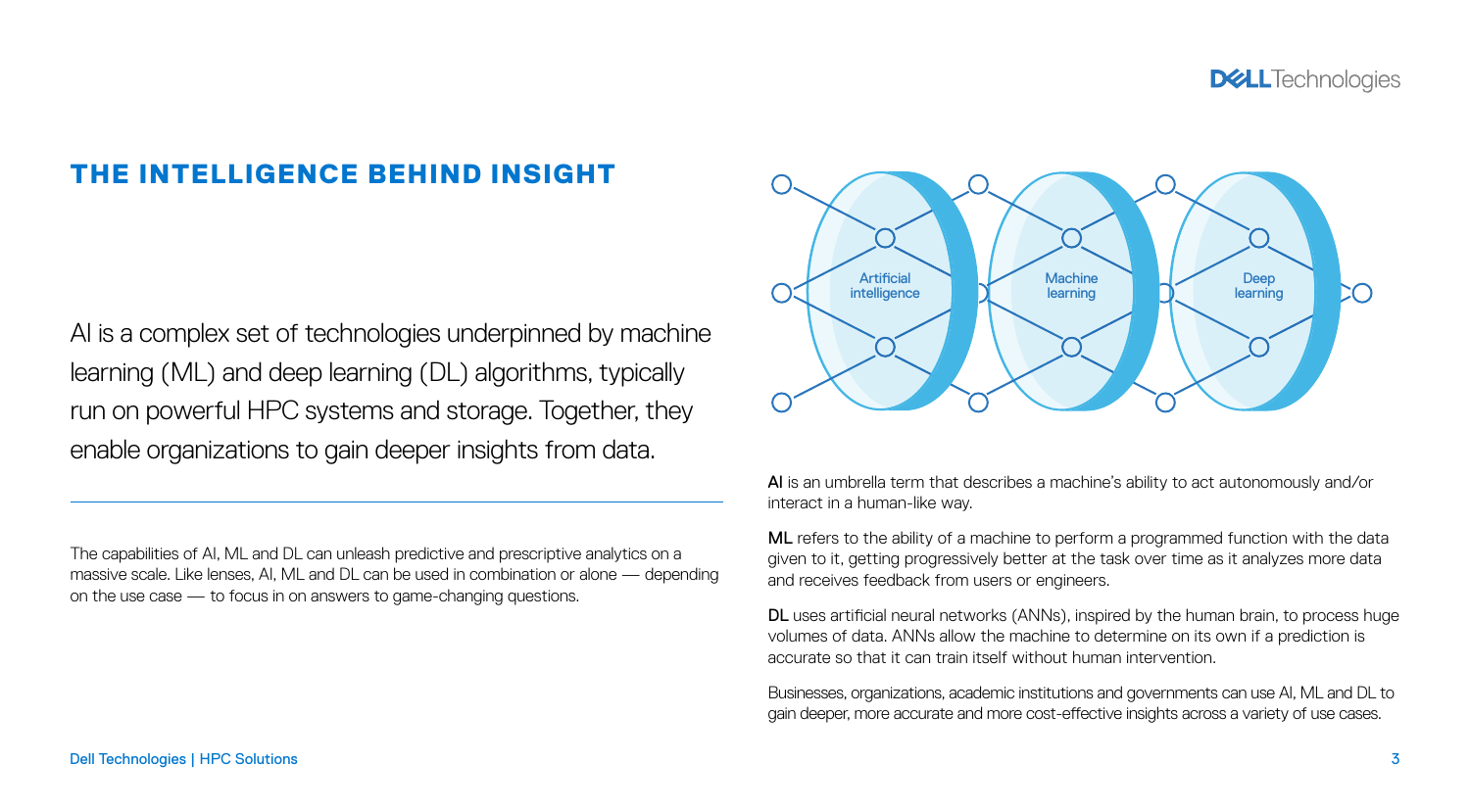## THE INTELLIGENCE BEHIND INSIGHT

AI is a complex set of technologies underpinned by machine learning (ML) and deep learning (DL) algorithms, typically run on powerful HPC systems and storage. Together, they enable organizations to gain deeper insights from data.

The capabilities of AI, ML and DL can unleash predictive and prescriptive analytics on a massive scale. Like lenses, AI, ML and DL can be used in combination or alone — depending on the use case — to focus in on answers to game-changing questions.

Artificial intelligence

Machine learning

Deep learning

**AI** is an umbrella term that describes a machine's ability to act autonomously and/or interact in a human-like way.

**ML** refers to the ability of a machine to perform a programmed function with the data given to it, getting progressively better at the task over time as it analyzes more data and receives feedback from users or engineers.

**DL** uses artificial neural networks (ANNs), inspired by the human brain, to process huge volumes of data. ANNs allow the machine to determine on its own if a prediction is accurate so that it can train itself without human intervention.

Businesses, organizations, academic institutions and governments can use AI, ML and DL to gain deeper, more accurate and more cost-effective insights across a variety of use cases.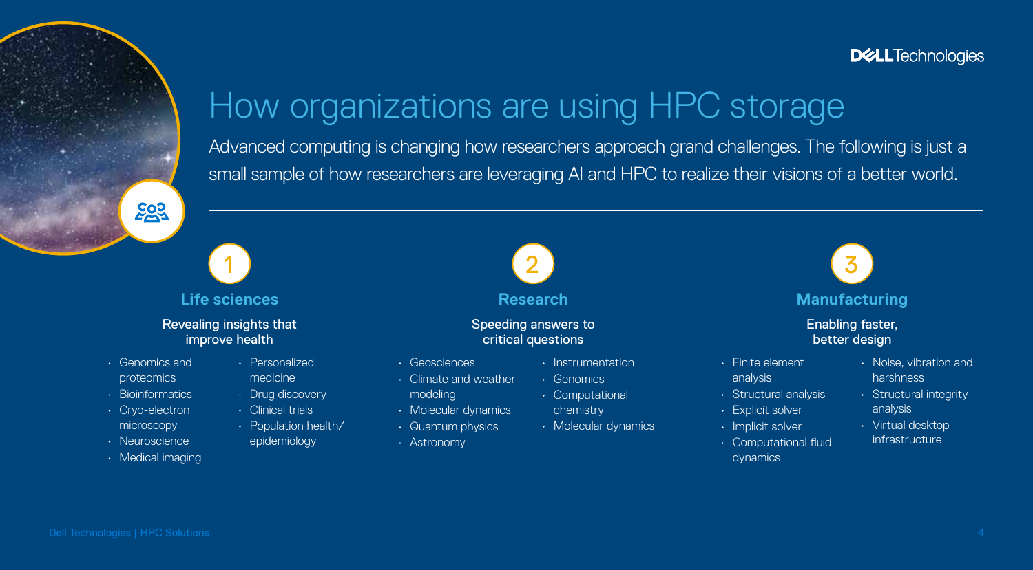# How organizations are using HPC storage

Advanced computing is changing how researchers approach grand challenges. The following is just a small sample of how researchers are leveraging AI and HPC to realize their visions of a better world.

## 1 Life sciences

### Revealing insights that improve health

- Genomics and proteomics
- Bioinformatics
- Cryo-electron microscopy
- Neuroscience
- Medical imaging
- Personalized medicine
- Drug discovery
- Clinical trials
- Population health/ epidemiology

## 2 Research

### Speeding answers to critical questions

- Geosciences
- Climate and weather modeling
- Molecular dynamics
- Quantum physics
- Astronomy
- Instrumentation
- Genomics
- Computational chemistry
- Molecular dynamics

## 3 Manufacturing

### Enabling faster, better design

- Finite element analysis
- Structural analysis
- Explicit solver
- Implicit solver
- Computational fluid dynamics
- Noise, vibration and harshness
- Structural integrity analysis
- Virtual desktop infrastructure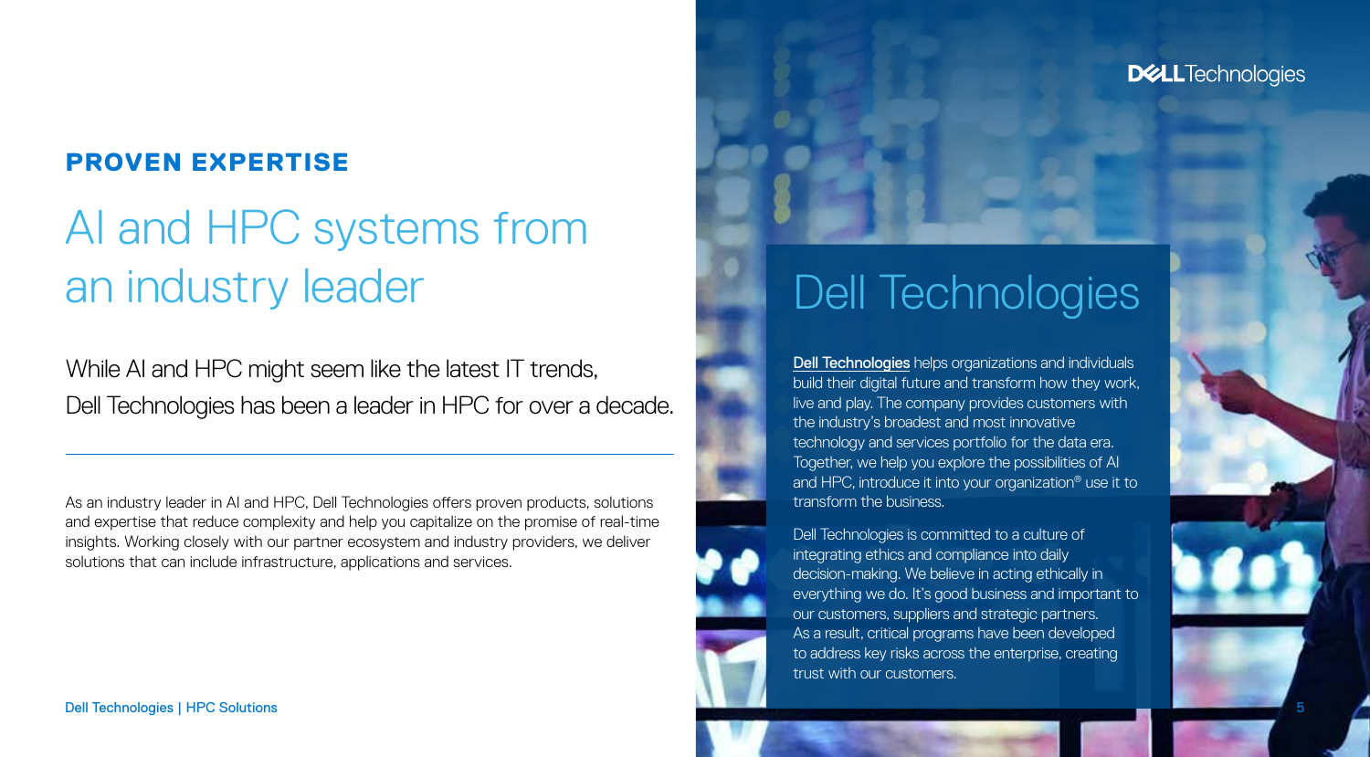**PROVEN EXPERTISE**

# AI and HPC systems from an industry leader

While AI and HPC might seem like the latest IT trends, Dell Technologies has been a leader in HPC for over a decade.

---

As an industry leader in AI and HPC, Dell Technologies offers proven products, solutions and expertise that reduce complexity and help you capitalize on the promise of real-time insights. Working closely with our partner ecosystem and industry providers, we deliver solutions that can include infrastructure, applications and services.

## Dell Technologies

Dell Technologies helps organizations and individuals build their digital future and transform how they work, live and play. The company provides customers with the industry's broadest and most innovative technology and services portfolio for the data era. Together, we help you explore the possibilities of AI and HPC, introduce it into your organization® use it to transform the business.

Dell Technologies is committed to a culture of integrating ethics and compliance into daily decision-making. We believe in acting ethically in everything we do. It's good business and important to our customers, suppliers and strategic partners. As a result, critical programs have been developed to address key risks across the enterprise, creating trust with our customers.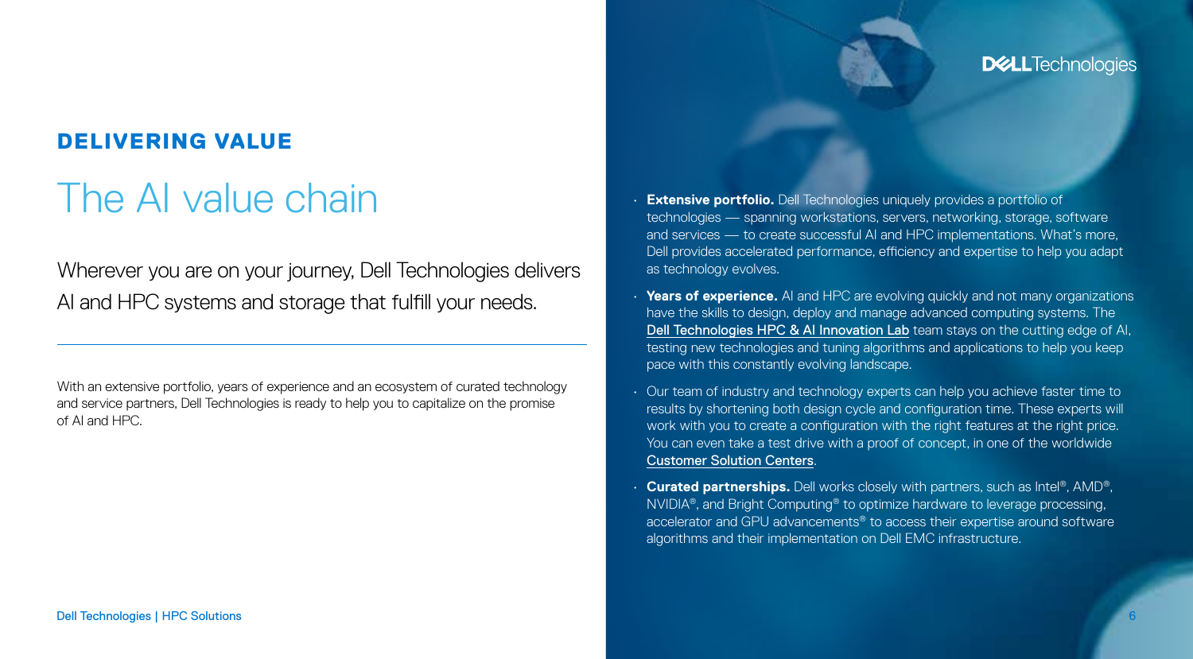## DELIVERING VALUE

# The AI value chain

Wherever you are on your journey, Dell Technologies delivers AI and HPC systems and storage that fulfill your needs.

With an extensive portfolio, years of experience and an ecosystem of curated technology and service partners, Dell Technologies is ready to help you to capitalize on the promise of AI and HPC.

- **Extensive portfolio.** Dell Technologies uniquely provides a portfolio of technologies — spanning workstations, servers, networking, storage, software and services — to create successful AI and HPC implementations. What's more, Dell provides accelerated performance, efficiency and expertise to help you adapt as technology evolves.
- **Years of experience.** AI and HPC are evolving quickly and not many organizations have the skills to design, deploy and manage advanced computing systems. The Dell Technologies HPC & AI Innovation Lab team stays on the cutting edge of AI, testing new technologies and tuning algorithms and applications to help you keep pace with this constantly evolving landscape.
- Our team of industry and technology experts can help you achieve faster time to results by shortening both design cycle and configuration time. These experts will work with you to create a configuration with the right features at the right price. You can even take a test drive with a proof of concept, in one of the worldwide Customer Solution Centers.
- **Curated partnerships.** Dell works closely with partners, such as Intel®, AMD®, NVIDIA®, and Bright Computing® to optimize hardware to leverage processing, accelerator and GPU advancements® to access their expertise around software algorithms and their implementation on Dell EMC infrastructure.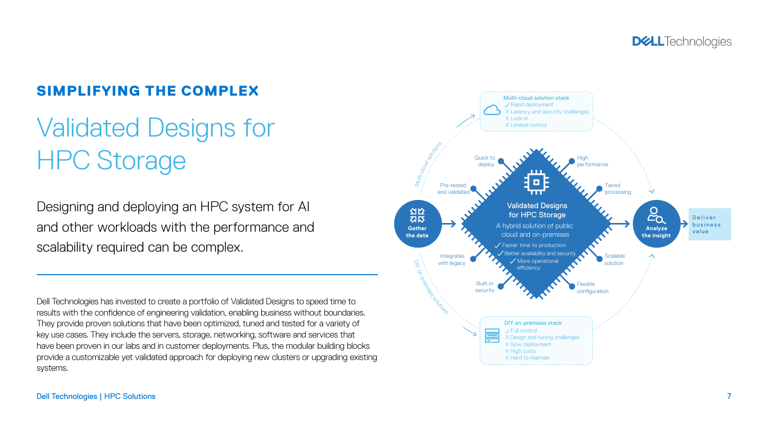## SIMPLIFYING THE COMPLEX

# Validated Designs for HPC Storage

Designing and deploying an HPC system for AI and other workloads with the performance and scalability required can be complex.

Dell Technologies has invested to create a portfolio of Validated Designs to speed time to results with the confidence of engineering validation, enabling business without boundaries. They provide proven solutions that have been optimized, tuned and tested for a variety of key use cases. They include the servers, storage, networking, software and services that have been proven in our labs and in customer deployments. Plus, the modular building blocks provide a customizable yet validated approach for deploying new clusters or upgrading existing systems.

**Multi-cloud solution stack**
- ✓ Rapid deployment
- X Latency and security challenges
- X Lock-in
- X Limited control

Multi-cloud solutions

**Gather the data**

**Validated Designs for HPC Storage**

A hybrid solution of public cloud and on-premises

- ✓ Faster time to production
- ✓ Better availability and security
- ✓ More operational efficiency

Quick to deploy · High performance · Pre-tested and validated · Tiered processing · Integrates with legacy · Scalable solution · Built-in security · Flexible configuration

**Analyze the insight**

Deliver business value

DIY on-premises solutions

**DIY on-premises stack**
- ✓ Full control
- X Design and tuning challenges
- X Slow deployment
- X High costs
- X Hard to maintain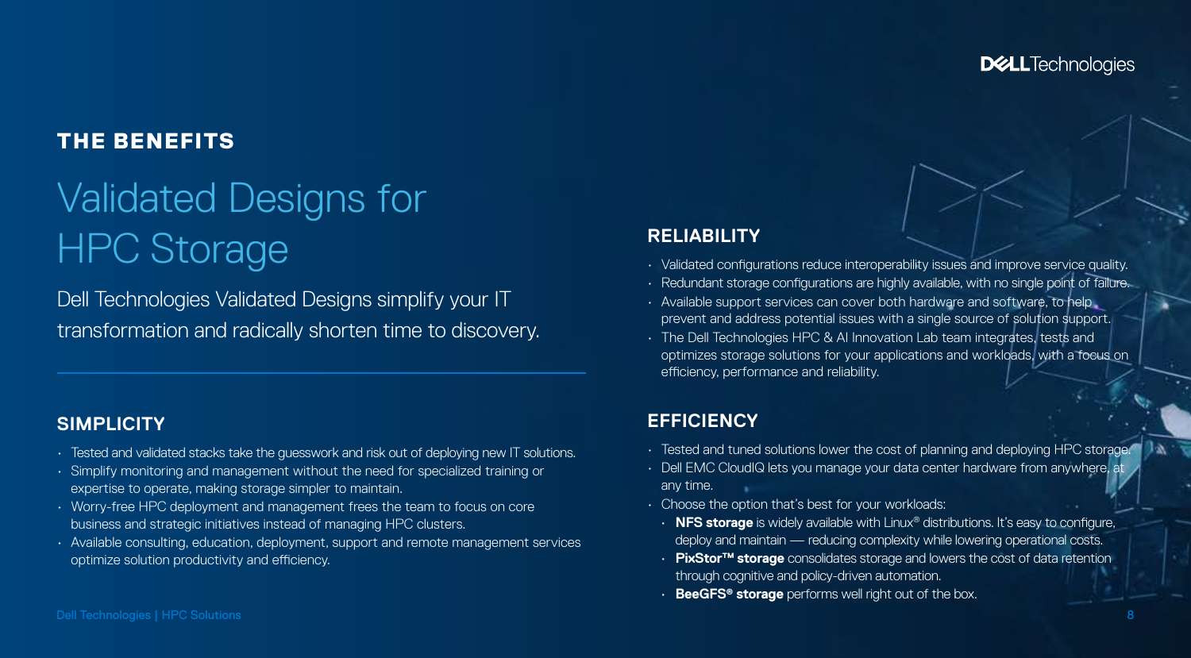## THE BENEFITS

# Validated Designs for HPC Storage

Dell Technologies Validated Designs simplify your IT transformation and radically shorten time to discovery.

### SIMPLICITY

- Tested and validated stacks take the guesswork and risk out of deploying new IT solutions.
- Simplify monitoring and management without the need for specialized training or expertise to operate, making storage simpler to maintain.
- Worry-free HPC deployment and management frees the team to focus on core business and strategic initiatives instead of managing HPC clusters.
- Available consulting, education, deployment, support and remote management services optimize solution productivity and efficiency.

### RELIABILITY

- Validated configurations reduce interoperability issues and improve service quality.
- Redundant storage configurations are highly available, with no single point of failure.
- Available support services can cover both hardware and software, to help prevent and address potential issues with a single source of solution support.
- The Dell Technologies HPC & AI Innovation Lab team integrates, tests and optimizes storage solutions for your applications and workloads, with a focus on efficiency, performance and reliability.

### EFFICIENCY

- Tested and tuned solutions lower the cost of planning and deploying HPC storage.
- Dell EMC CloudIQ lets you manage your data center hardware from anywhere, at any time.
- Choose the option that's best for your workloads:
  - **NFS storage** is widely available with Linux® distributions. It's easy to configure, deploy and maintain — reducing complexity while lowering operational costs.
  - **PixStor™ storage** consolidates storage and lowers the cost of data retention through cognitive and policy-driven automation.
  - **BeeGFS® storage** performs well right out of the box.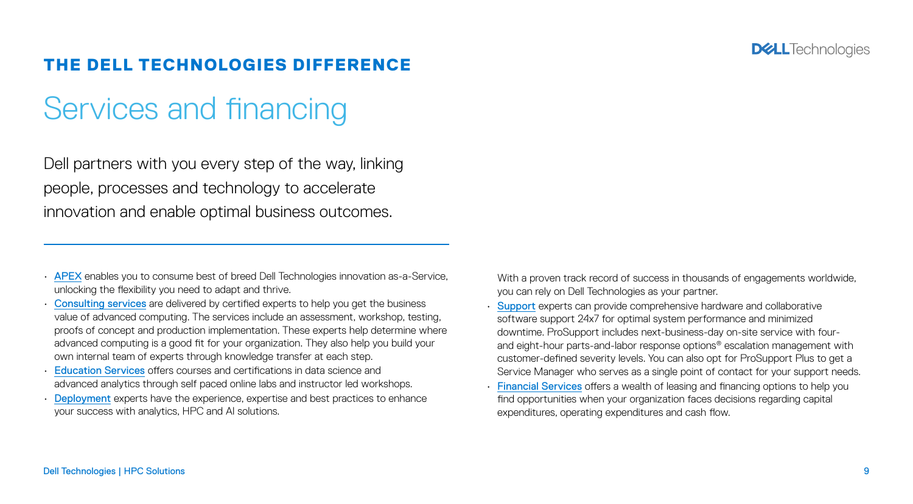## THE DELL TECHNOLOGIES DIFFERENCE

# Services and financing

Dell partners with you every step of the way, linking people, processes and technology to accelerate innovation and enable optimal business outcomes.

- APEX enables you to consume best of breed Dell Technologies innovation as-a-Service, unlocking the flexibility you need to adapt and thrive.
- Consulting services are delivered by certified experts to help you get the business value of advanced computing. The services include an assessment, workshop, testing, proofs of concept and production implementation. These experts help determine where advanced computing is a good fit for your organization. They also help you build your own internal team of experts through knowledge transfer at each step.
- Education Services offers courses and certifications in data science and advanced analytics through self paced online labs and instructor led workshops.
- Deployment experts have the experience, expertise and best practices to enhance your success with analytics, HPC and AI solutions.

With a proven track record of success in thousands of engagements worldwide, you can rely on Dell Technologies as your partner.

- Support experts can provide comprehensive hardware and collaborative software support 24x7 for optimal system performance and minimized downtime. ProSupport includes next-business-day on-site service with four- and eight-hour parts-and-labor response options® escalation management with customer-defined severity levels. You can also opt for ProSupport Plus to get a Service Manager who serves as a single point of contact for your support needs.
- Financial Services offers a wealth of leasing and financing options to help you find opportunities when your organization faces decisions regarding capital expenditures, operating expenditures and cash flow.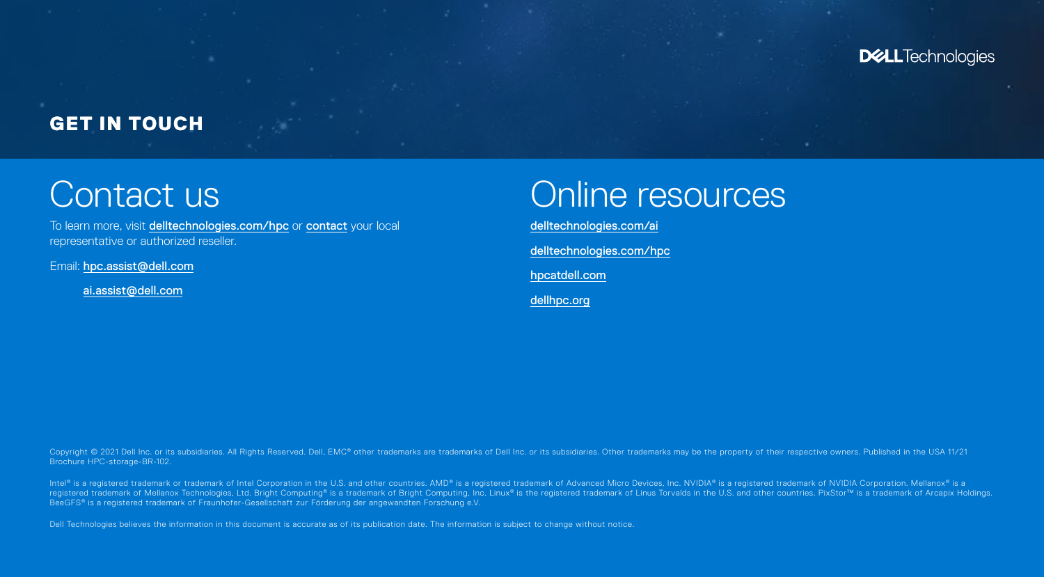**GET IN TOUCH**

# Contact us

To learn more, visit delltechnologies.com/hpc or contact your local representative or authorized reseller.

Email: hpc.assist@dell.com

ai.assist@dell.com

# Online resources

delltechnologies.com/ai

delltechnologies.com/hpc

hpcatdell.com

dellhpc.org

Copyright © 2021 Dell Inc. or its subsidiaries. All Rights Reserved. Dell, EMC® other trademarks are trademarks of Dell Inc. or its subsidiaries. Other trademarks may be the property of their respective owners. Published in the USA 11/21 Brochure HPC-storage-BR-102.

Intel® is a registered trademark or trademark of Intel Corporation in the U.S. and other countries. AMD® is a registered trademark of Advanced Micro Devices, Inc. NVIDIA® is a registered trademark of NVIDIA Corporation. Mellanox® is a registered trademark of Mellanox Technologies, Ltd. Bright Computing® is a trademark of Bright Computing, Inc. Linux® is the registered trademark of Linus Torvalds in the U.S. and other countries. PixStor™ is a trademark of Arcapix Holdings. BeeGFS® is a registered trademark of Fraunhofer-Gesellschaft zur Förderung der angewandten Forschung e.V.

Dell Technologies believes the information in this document is accurate as of its publication date. The information is subject to change without notice.